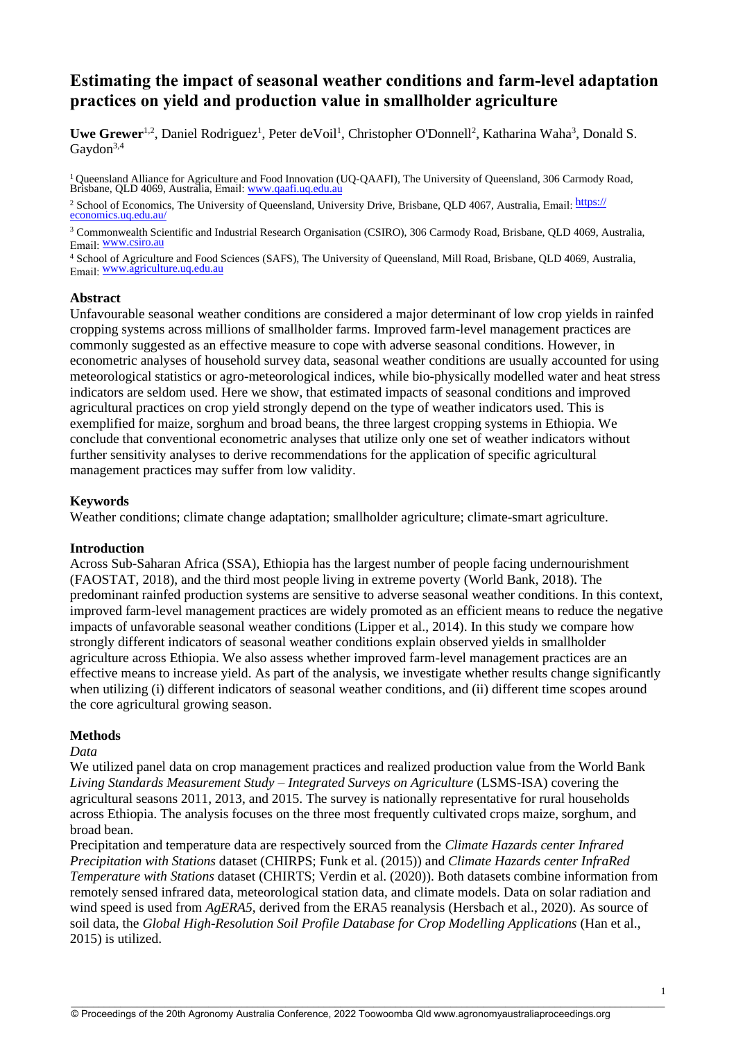# Estimating the impact of seasonal weather conditions and farm-level adaptation practices on yield and production value in smallholder agriculture

**Uwe Grewer**[1,2], Daniel Rodriguez[1], Peter deVoil[1], Christopher O'Donnell[2], Katharina Waha[3], Donald S. Gaydon[3,4]

[1] Queensland Alliance for Agriculture and Food Innovation (UQ-QAAFI), The University of Queensland, 306 Carmody Road, Brisbane, QLD 4069, Australia, Email: www.qaafi.uq.edu.au

[2] School of Economics, The University of Queensland, University Drive, Brisbane, QLD 4067, Australia, Email: https://economics.uq.edu.au/

[3] Commonwealth Scientific and Industrial Research Organisation (CSIRO), 306 Carmody Road, Brisbane, QLD 4069, Australia, Email: www.csiro.au

[4] School of Agriculture and Food Sciences (SAFS), The University of Queensland, Mill Road, Brisbane, QLD 4069, Australia, Email: www.agriculture.uq.edu.au

## Abstract

Unfavourable seasonal weather conditions are considered a major determinant of low crop yields in rainfed cropping systems across millions of smallholder farms. Improved farm-level management practices are commonly suggested as an effective measure to cope with adverse seasonal conditions. However, in econometric analyses of household survey data, seasonal weather conditions are usually accounted for using meteorological statistics or agro-meteorological indices, while bio-physically modelled water and heat stress indicators are seldom used. Here we show, that estimated impacts of seasonal conditions and improved agricultural practices on crop yield strongly depend on the type of weather indicators used. This is exemplified for maize, sorghum and broad beans, the three largest cropping systems in Ethiopia. We conclude that conventional econometric analyses that utilize only one set of weather indicators without further sensitivity analyses to derive recommendations for the application of specific agricultural management practices may suffer from low validity.

## Keywords

Weather conditions; climate change adaptation; smallholder agriculture; climate-smart agriculture.

## Introduction

Across Sub-Saharan Africa (SSA), Ethiopia has the largest number of people facing undernourishment (FAOSTAT, 2018), and the third most people living in extreme poverty (World Bank, 2018). The predominant rainfed production systems are sensitive to adverse seasonal weather conditions. In this context, improved farm-level management practices are widely promoted as an efficient means to reduce the negative impacts of unfavorable seasonal weather conditions (Lipper et al., 2014). In this study we compare how strongly different indicators of seasonal weather conditions explain observed yields in smallholder agriculture across Ethiopia. We also assess whether improved farm-level management practices are an effective means to increase yield. As part of the analysis, we investigate whether results change significantly when utilizing (i) different indicators of seasonal weather conditions, and (ii) different time scopes around the core agricultural growing season.

## Methods

### *Data*

We utilized panel data on crop management practices and realized production value from the World Bank *Living Standards Measurement Study – Integrated Surveys on Agriculture* (LSMS-ISA) covering the agricultural seasons 2011, 2013, and 2015. The survey is nationally representative for rural households across Ethiopia. The analysis focuses on the three most frequently cultivated crops maize, sorghum, and broad bean.

Precipitation and temperature data are respectively sourced from the *Climate Hazards center Infrared Precipitation with Stations* dataset (CHIRPS; Funk et al. (2015)) and *Climate Hazards center InfraRed Temperature with Stations* dataset (CHIRTS; Verdin et al. (2020)). Both datasets combine information from remotely sensed infrared data, meteorological station data, and climate models. Data on solar radiation and wind speed is used from *AgERA5*, derived from the ERA5 reanalysis (Hersbach et al., 2020). As source of soil data, the *Global High-Resolution Soil Profile Database for Crop Modelling Applications* (Han et al., 2015) is utilized.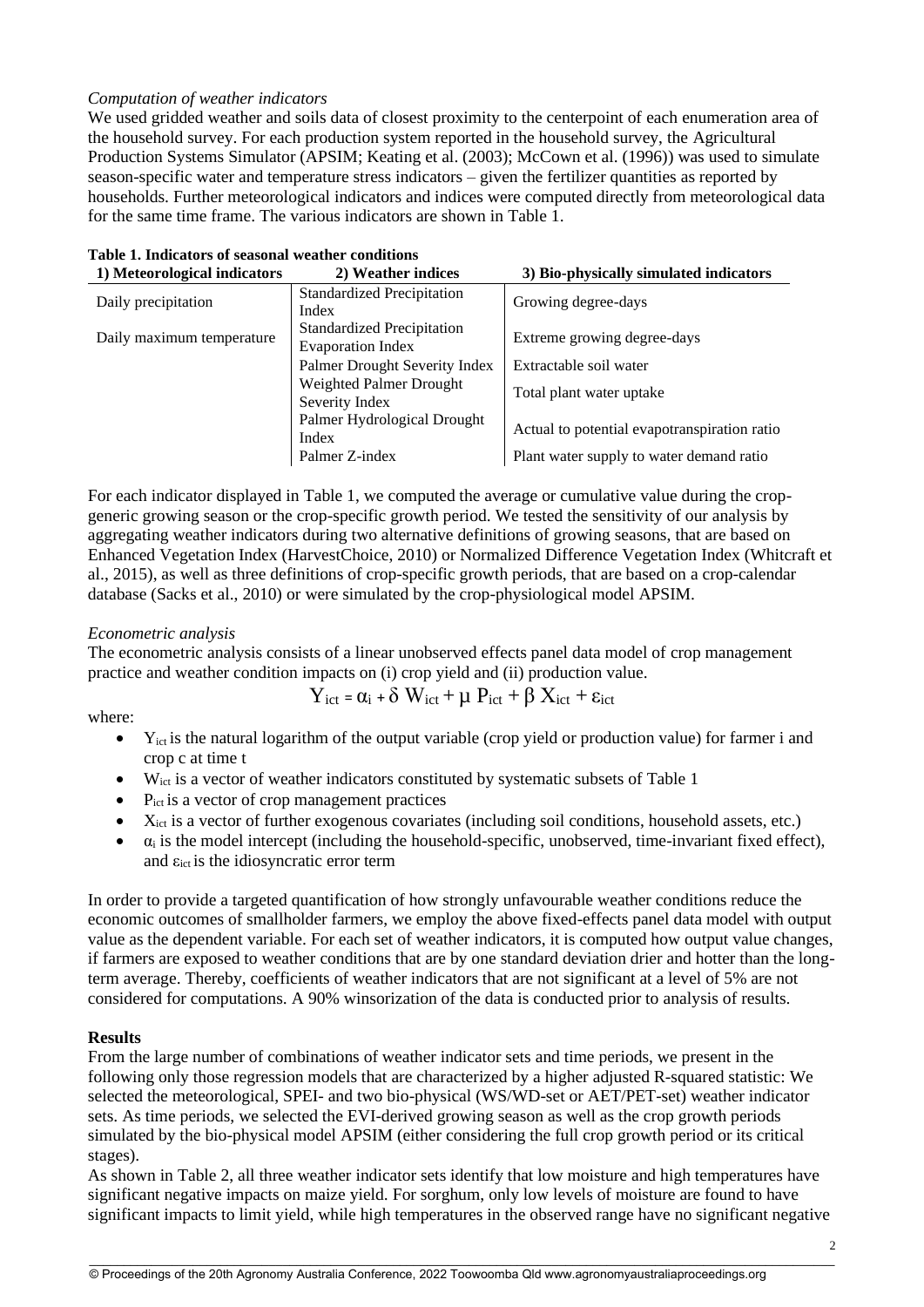*Computation of weather indicators*

We used gridded weather and soils data of closest proximity to the centerpoint of each enumeration area of the household survey. For each production system reported in the household survey, the Agricultural Production Systems Simulator (APSIM; Keating et al. (2003); McCown et al. (1996)) was used to simulate season-specific water and temperature stress indicators – given the fertilizer quantities as reported by households. Further meteorological indicators and indices were computed directly from meteorological data for the same time frame. The various indicators are shown in Table 1.

**Table 1. Indicators of seasonal weather conditions**

| 1) Meteorological indicators | 2) Weather indices | 3) Bio-physically simulated indicators |
|---|---|---|
| Daily precipitation | Standardized Precipitation Index | Growing degree-days |
| Daily maximum temperature | Standardized Precipitation Evaporation Index | Extreme growing degree-days |
| | Palmer Drought Severity Index | Extractable soil water |
| | Weighted Palmer Drought Severity Index | Total plant water uptake |
| | Palmer Hydrological Drought Index | Actual to potential evapotranspiration ratio |
| | Palmer Z-index | Plant water supply to water demand ratio |

For each indicator displayed in Table 1, we computed the average or cumulative value during the crop-generic growing season or the crop-specific growth period. We tested the sensitivity of our analysis by aggregating weather indicators during two alternative definitions of growing seasons, that are based on Enhanced Vegetation Index (HarvestChoice, 2010) or Normalized Difference Vegetation Index (Whitcraft et al., 2015), as well as three definitions of crop-specific growth periods, that are based on a crop-calendar database (Sacks et al., 2010) or were simulated by the crop-physiological model APSIM.

*Econometric analysis*

The econometric analysis consists of a linear unobserved effects panel data model of crop management practice and weather condition impacts on (i) crop yield and (ii) production value.

$$Y_{ict} = \alpha_i + \delta\, W_{ict} + \mu\, P_{ict} + \beta\, X_{ict} + \varepsilon_{ict}$$

where:

- $Y_{ict}$ is the natural logarithm of the output variable (crop yield or production value) for farmer i and crop c at time t
- $W_{ict}$ is a vector of weather indicators constituted by systematic subsets of Table 1
- $P_{ict}$ is a vector of crop management practices
- $X_{ict}$ is a vector of further exogenous covariates (including soil conditions, household assets, etc.)
- $\alpha_i$ is the model intercept (including the household-specific, unobserved, time-invariant fixed effect), and $\varepsilon_{ict}$ is the idiosyncratic error term

In order to provide a targeted quantification of how strongly unfavourable weather conditions reduce the economic outcomes of smallholder farmers, we employ the above fixed-effects panel data model with output value as the dependent variable. For each set of weather indicators, it is computed how output value changes, if farmers are exposed to weather conditions that are by one standard deviation drier and hotter than the long-term average. Thereby, coefficients of weather indicators that are not significant at a level of 5% are not considered for computations. A 90% winsorization of the data is conducted prior to analysis of results.

## Results

From the large number of combinations of weather indicator sets and time periods, we present in the following only those regression models that are characterized by a higher adjusted R-squared statistic: We selected the meteorological, SPEI- and two bio-physical (WS/WD-set or AET/PET-set) weather indicator sets. As time periods, we selected the EVI-derived growing season as well as the crop growth periods simulated by the bio-physical model APSIM (either considering the full crop growth period or its critical stages).

As shown in Table 2, all three weather indicator sets identify that low moisture and high temperatures have significant negative impacts on maize yield. For sorghum, only low levels of moisture are found to have significant impacts to limit yield, while high temperatures in the observed range have no significant negative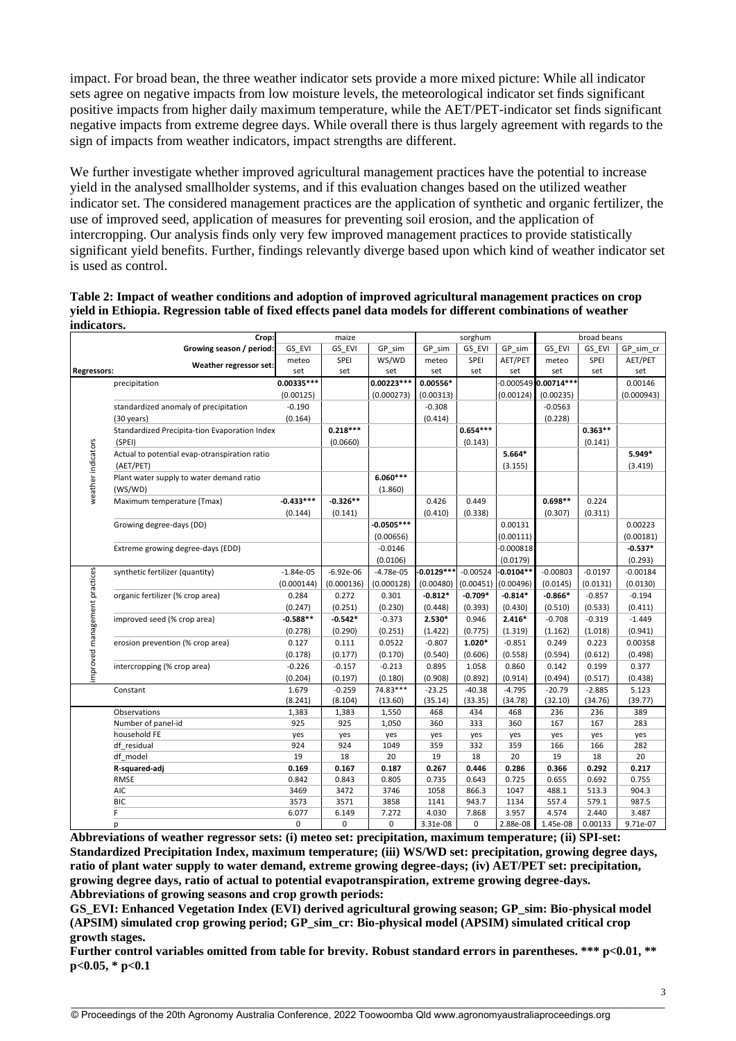impact. For broad bean, the three weather indicator sets provide a more mixed picture: While all indicator sets agree on negative impacts from low moisture levels, the meteorological indicator set finds significant positive impacts from higher daily maximum temperature, while the AET/PET-indicator set finds significant negative impacts from extreme degree days. While overall there is thus largely agreement with regards to the sign of impacts from weather indicators, impact strengths are different.

We further investigate whether improved agricultural management practices have the potential to increase yield in the analysed smallholder systems, and if this evaluation changes based on the utilized weather indicator set. The considered management practices are the application of synthetic and organic fertilizer, the use of improved seed, application of measures for preventing soil erosion, and the application of intercropping. Our analysis finds only very few improved management practices to provide statistically significant yield benefits. Further, findings relevantly diverge based upon which kind of weather indicator set is used as control.

**Table 2: Impact of weather conditions and adoption of improved agricultural management practices on crop yield in Ethiopia. Regression table of fixed effects panel data models for different combinations of weather indicators.**

| | Crop: | maize | | | sorghum | | | broad beans | | |
|---|---|---|---|---|---|---|---|---|---|---|
| | Growing season / period: | GS_EVI | GS_EVI | GP_sim | GP_sim | GS_EVI | GP_sim | GS_EVI | GS_EVI | GP_sim_cr |
| **Regressors:** | Weather regressor set: | meteo set | SPEI set | WS/WD set | meteo set | SPEI set | AET/PET set | meteo set | SPEI set | AET/PET set |
| weather indicators | precipitation | **0.00335*** ** | | **0.00223*** ** | **0.00556*** | | -0.000549 | **0.00714*** ** | | 0.00146 |
| | | (0.00125) | | (0.000273) | (0.00313) | | (0.00124) | (0.00235) | | (0.000943) |
| | standardized anomaly of precipitation (30 years) | -0.190 | | | -0.308 | | | -0.0563 | | |
| | | (0.164) | | | (0.414) | | | (0.228) | | |
| | Standardized Precipita-tion Evaporation Index (SPEI) | | **0.218*** ** | | | **0.654*** ** | | | **0.363** ** | |
| | | | (0.0660) | | | (0.143) | | | (0.141) | |
| | Actual to potential evap-otranspiration ratio (AET/PET) | | | | | | **5.664*** | | | **5.949*** |
| | | | | | | | (3.155) | | | (3.419) |
| | Plant water supply to water demand ratio (WS/WD) | | | **6.060*** ** | | | | | | |
| | | | | (1.860) | | | | | | |
| | Maximum temperature (Tmax) | **-0.433*** ** | **-0.326** ** | | 0.426 | 0.449 | | **0.698** ** | 0.224 | |
| | | (0.144) | (0.141) | | (0.410) | (0.338) | | (0.307) | (0.311) | |
| | Growing degree-days (DD) | | | **-0.0505*** ** | | | 0.00131 | | | 0.00223 |
| | | | | (0.00656) | | | (0.00111) | | | (0.00181) |
| | Extreme growing degree-days (EDD) | | | -0.0146 | | | -0.000818 | | | **-0.537*** |
| | | | | (0.0106) | | | (0.0179) | | | (0.293) |
| improved management practices | synthetic fertilizer (quantity) | -1.84e-05 | -6.92e-06 | -4.78e-05 | **-0.0129*** ** | -0.00524 | **-0.0104** ** | -0.00803 | -0.0197 | -0.00184 |
| | | (0.000144) | (0.000136) | (0.000128) | (0.00480) | (0.00451) | (0.00496) | (0.0145) | (0.0131) | (0.0130) |
| | organic fertilizer (% crop area) | 0.284 | 0.272 | 0.301 | **-0.812*** | **-0.709*** | **-0.814*** | **-0.866*** | -0.857 | -0.194 |
| | | (0.247) | (0.251) | (0.230) | (0.448) | (0.393) | (0.430) | (0.510) | (0.533) | (0.411) |
| | improved seed (% crop area) | **-0.588** ** | **-0.542*** | -0.373 | **2.530*** | 0.946 | **2.416*** | -0.708 | -0.319 | -1.449 |
| | | (0.278) | (0.290) | (0.251) | (1.422) | (0.775) | (1.319) | (1.162) | (1.018) | (0.941) |
| | erosion prevention (% crop area) | 0.127 | 0.111 | 0.0522 | -0.807 | **1.020*** | -0.851 | 0.249 | 0.223 | 0.00358 |
| | | (0.178) | (0.177) | (0.170) | (0.540) | (0.606) | (0.558) | (0.594) | (0.612) | (0.498) |
| | intercropping (% crop area) | -0.226 | -0.157 | -0.213 | 0.895 | 1.058 | 0.860 | 0.142 | 0.199 | 0.377 |
| | | (0.204) | (0.197) | (0.180) | (0.908) | (0.892) | (0.914) | (0.494) | (0.517) | (0.438) |
| | Constant | 1.679 | -0.259 | 74.83*** | -23.25 | -40.38 | -4.795 | -20.79 | -2.885 | 5.123 |
| | | (8.241) | (8.104) | (13.60) | (35.14) | (33.35) | (34.78) | (32.10) | (34.76) | (39.77) |
| | Observations | 1,383 | 1,383 | 1,550 | 468 | 434 | 468 | 236 | 236 | 389 |
| | Number of panel-id | 925 | 925 | 1,050 | 360 | 333 | 360 | 167 | 167 | 283 |
| | household FE | yes | yes | yes | yes | yes | yes | yes | yes | yes |
| | df_residual | 924 | 924 | 1049 | 359 | 332 | 359 | 166 | 166 | 282 |
| | df_model | 19 | 18 | 20 | 19 | 18 | 20 | 19 | 18 | 20 |
| | **R-squared-adj** | **0.169** | **0.167** | **0.187** | **0.267** | **0.446** | **0.286** | **0.366** | **0.292** | **0.217** |
| | RMSE | 0.842 | 0.843 | 0.805 | 0.735 | 0.643 | 0.725 | 0.655 | 0.692 | 0.755 |
| | AIC | 3469 | 3472 | 3746 | 1058 | 866.3 | 1047 | 488.1 | 513.3 | 904.3 |
| | BIC | 3573 | 3571 | 3858 | 1141 | 943.7 | 1134 | 557.4 | 579.1 | 987.5 |
| | F | 6.077 | 6.149 | 7.272 | 4.030 | 7.868 | 3.957 | 4.574 | 2.440 | 3.487 |
| | p | 0 | 0 | 0 | 3.31e-08 | 0 | 2.88e-08 | 1.45e-08 | 0.00133 | 9.71e-07 |

**Abbreviations of weather regressor sets: (i) meteo set: precipitation, maximum temperature; (ii) SPI-set: Standardized Precipitation Index, maximum temperature; (iii) WS/WD set: precipitation, growing degree days, ratio of plant water supply to water demand, extreme growing degree-days; (iv) AET/PET set: precipitation, growing degree days, ratio of actual to potential evapotranspiration, extreme growing degree-days.**
**Abbreviations of growing seasons and crop growth periods:**
**GS_EVI: Enhanced Vegetation Index (EVI) derived agricultural growing season; GP_sim: Bio-physical model (APSIM) simulated crop growing period; GP_sim_cr: Bio-physical model (APSIM) simulated critical crop growth stages.**
**Further control variables omitted from table for brevity. Robust standard errors in parentheses. *** p<0.01, ** p<0.05, * p<0.1**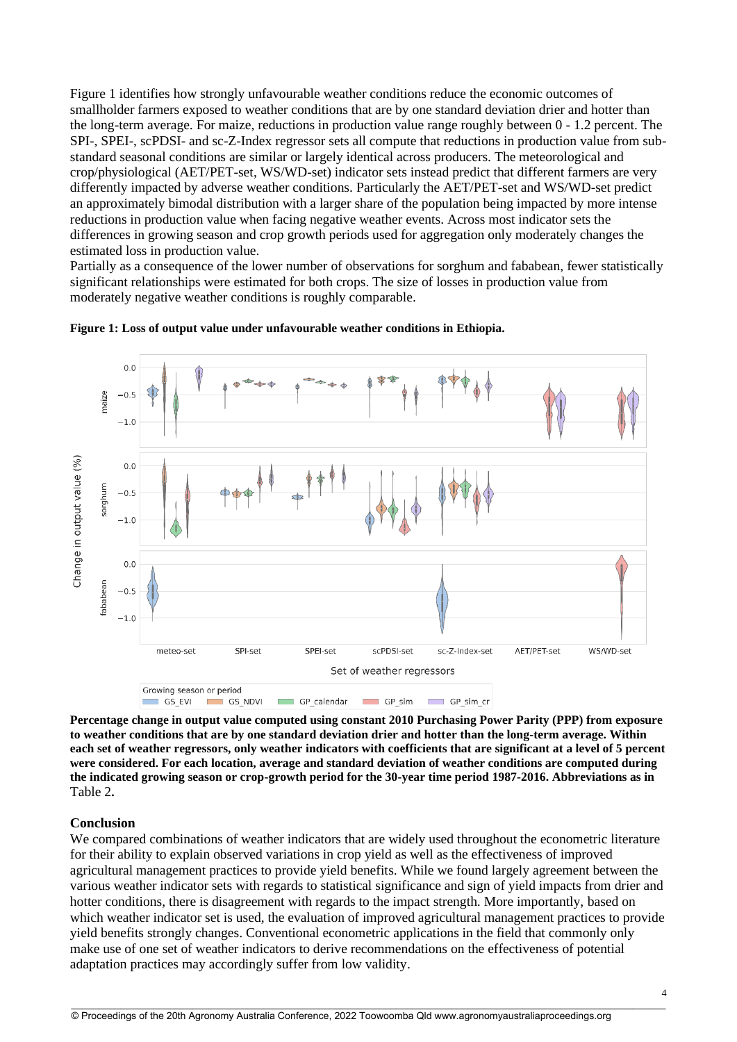Figure 1 identifies how strongly unfavourable weather conditions reduce the economic outcomes of smallholder farmers exposed to weather conditions that are by one standard deviation drier and hotter than the long-term average. For maize, reductions in production value range roughly between 0 - 1.2 percent. The SPI-, SPEI-, scPDSI- and sc-Z-Index regressor sets all compute that reductions in production value from sub-standard seasonal conditions are similar or largely identical across producers. The meteorological and crop/physiological (AET/PET-set, WS/WD-set) indicator sets instead predict that different farmers are very differently impacted by adverse weather conditions. Particularly the AET/PET-set and WS/WD-set predict an approximately bimodal distribution with a larger share of the population being impacted by more intense reductions in production value when facing negative weather events. Across most indicator sets the differences in growing season and crop growth periods used for aggregation only moderately changes the estimated loss in production value.

Partially as a consequence of the lower number of observations for sorghum and fababean, fewer statistically significant relationships were estimated for both crops. The size of losses in production value from moderately negative weather conditions is roughly comparable.

**Figure 1: Loss of output value under unfavourable weather conditions in Ethiopia.**

**Percentage change in output value computed using constant 2010 Purchasing Power Parity (PPP) from exposure to weather conditions that are by one standard deviation drier and hotter than the long-term average. Within each set of weather regressors, only weather indicators with coefficients that are significant at a level of 5 percent were considered. For each location, average and standard deviation of weather conditions are computed during the indicated growing season or crop-growth period for the 30-year time period 1987-2016. Abbreviations as in** Table 2**.**

## Conclusion

We compared combinations of weather indicators that are widely used throughout the econometric literature for their ability to explain observed variations in crop yield as well as the effectiveness of improved agricultural management practices to provide yield benefits. While we found largely agreement between the various weather indicator sets with regards to statistical significance and sign of yield impacts from drier and hotter conditions, there is disagreement with regards to the impact strength. More importantly, based on which weather indicator set is used, the evaluation of improved agricultural management practices to provide yield benefits strongly changes. Conventional econometric applications in the field that commonly only make use of one set of weather indicators to derive recommendations on the effectiveness of potential adaptation practices may accordingly suffer from low validity.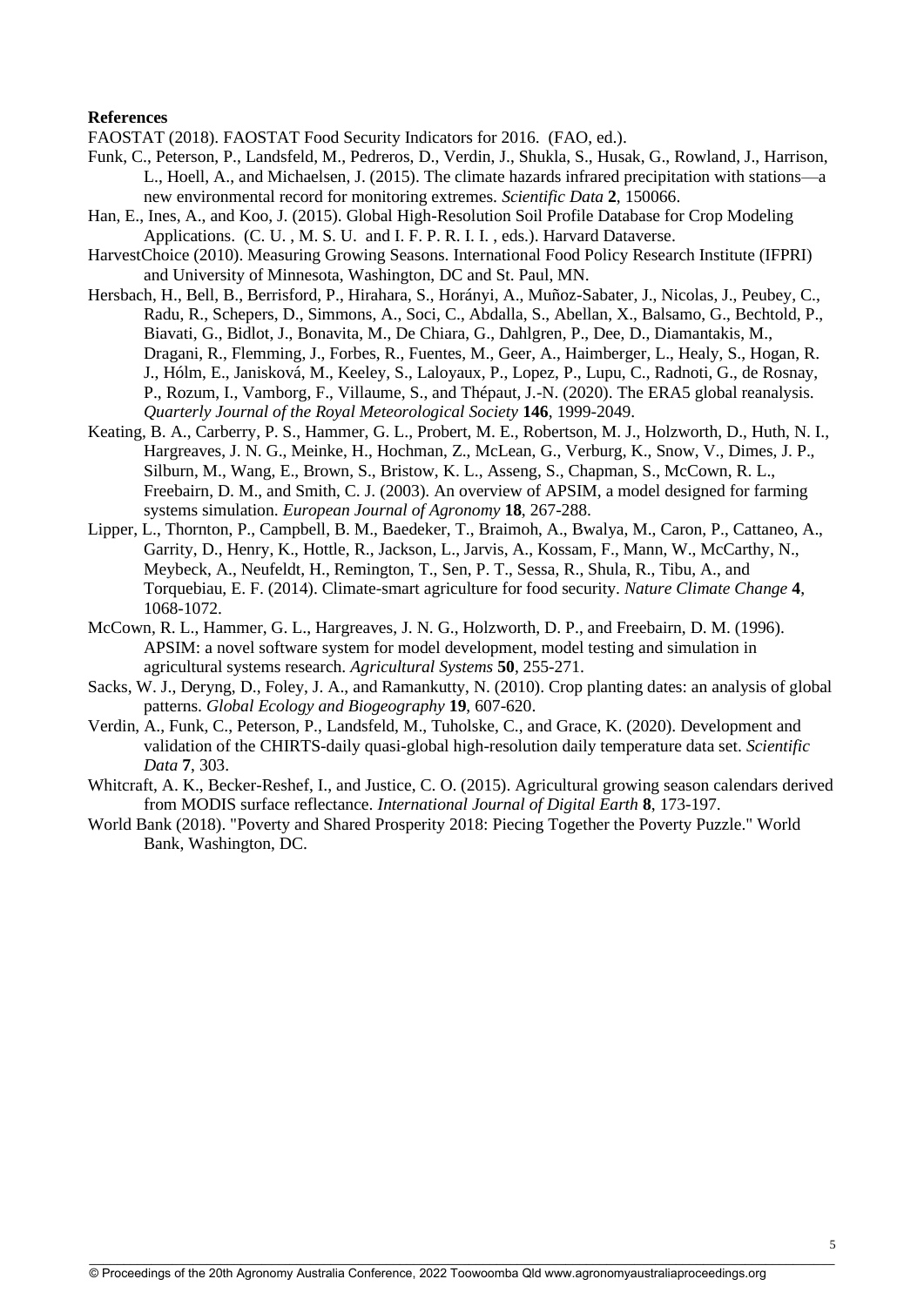**References**

FAOSTAT (2018). FAOSTAT Food Security Indicators for 2016. (FAO, ed.).

Funk, C., Peterson, P., Landsfeld, M., Pedreros, D., Verdin, J., Shukla, S., Husak, G., Rowland, J., Harrison, L., Hoell, A., and Michaelsen, J. (2015). The climate hazards infrared precipitation with stations—a new environmental record for monitoring extremes. *Scientific Data* **2**, 150066.

Han, E., Ines, A., and Koo, J. (2015). Global High-Resolution Soil Profile Database for Crop Modeling Applications. (C. U. , M. S. U. and I. F. P. R. I. I. , eds.). Harvard Dataverse.

HarvestChoice (2010). Measuring Growing Seasons. International Food Policy Research Institute (IFPRI) and University of Minnesota, Washington, DC and St. Paul, MN.

Hersbach, H., Bell, B., Berrisford, P., Hirahara, S., Horányi, A., Muñoz-Sabater, J., Nicolas, J., Peubey, C., Radu, R., Schepers, D., Simmons, A., Soci, C., Abdalla, S., Abellan, X., Balsamo, G., Bechtold, P., Biavati, G., Bidlot, J., Bonavita, M., De Chiara, G., Dahlgren, P., Dee, D., Diamantakis, M., Dragani, R., Flemming, J., Forbes, R., Fuentes, M., Geer, A., Haimberger, L., Healy, S., Hogan, R. J., Hólm, E., Janisková, M., Keeley, S., Laloyaux, P., Lopez, P., Lupu, C., Radnoti, G., de Rosnay, P., Rozum, I., Vamborg, F., Villaume, S., and Thépaut, J.-N. (2020). The ERA5 global reanalysis. *Quarterly Journal of the Royal Meteorological Society* **146**, 1999-2049.

Keating, B. A., Carberry, P. S., Hammer, G. L., Probert, M. E., Robertson, M. J., Holzworth, D., Huth, N. I., Hargreaves, J. N. G., Meinke, H., Hochman, Z., McLean, G., Verburg, K., Snow, V., Dimes, J. P., Silburn, M., Wang, E., Brown, S., Bristow, K. L., Asseng, S., Chapman, S., McCown, R. L., Freebairn, D. M., and Smith, C. J. (2003). An overview of APSIM, a model designed for farming systems simulation. *European Journal of Agronomy* **18**, 267-288.

Lipper, L., Thornton, P., Campbell, B. M., Baedeker, T., Braimoh, A., Bwalya, M., Caron, P., Cattaneo, A., Garrity, D., Henry, K., Hottle, R., Jackson, L., Jarvis, A., Kossam, F., Mann, W., McCarthy, N., Meybeck, A., Neufeldt, H., Remington, T., Sen, P. T., Sessa, R., Shula, R., Tibu, A., and Torquebiau, E. F. (2014). Climate-smart agriculture for food security. *Nature Climate Change* **4**, 1068-1072.

McCown, R. L., Hammer, G. L., Hargreaves, J. N. G., Holzworth, D. P., and Freebairn, D. M. (1996). APSIM: a novel software system for model development, model testing and simulation in agricultural systems research. *Agricultural Systems* **50**, 255-271.

Sacks, W. J., Deryng, D., Foley, J. A., and Ramankutty, N. (2010). Crop planting dates: an analysis of global patterns. *Global Ecology and Biogeography* **19**, 607-620.

Verdin, A., Funk, C., Peterson, P., Landsfeld, M., Tuholske, C., and Grace, K. (2020). Development and validation of the CHIRTS-daily quasi-global high-resolution daily temperature data set. *Scientific Data* **7**, 303.

Whitcraft, A. K., Becker-Reshef, I., and Justice, C. O. (2015). Agricultural growing season calendars derived from MODIS surface reflectance. *International Journal of Digital Earth* **8**, 173-197.

World Bank (2018). "Poverty and Shared Prosperity 2018: Piecing Together the Poverty Puzzle." World Bank, Washington, DC.